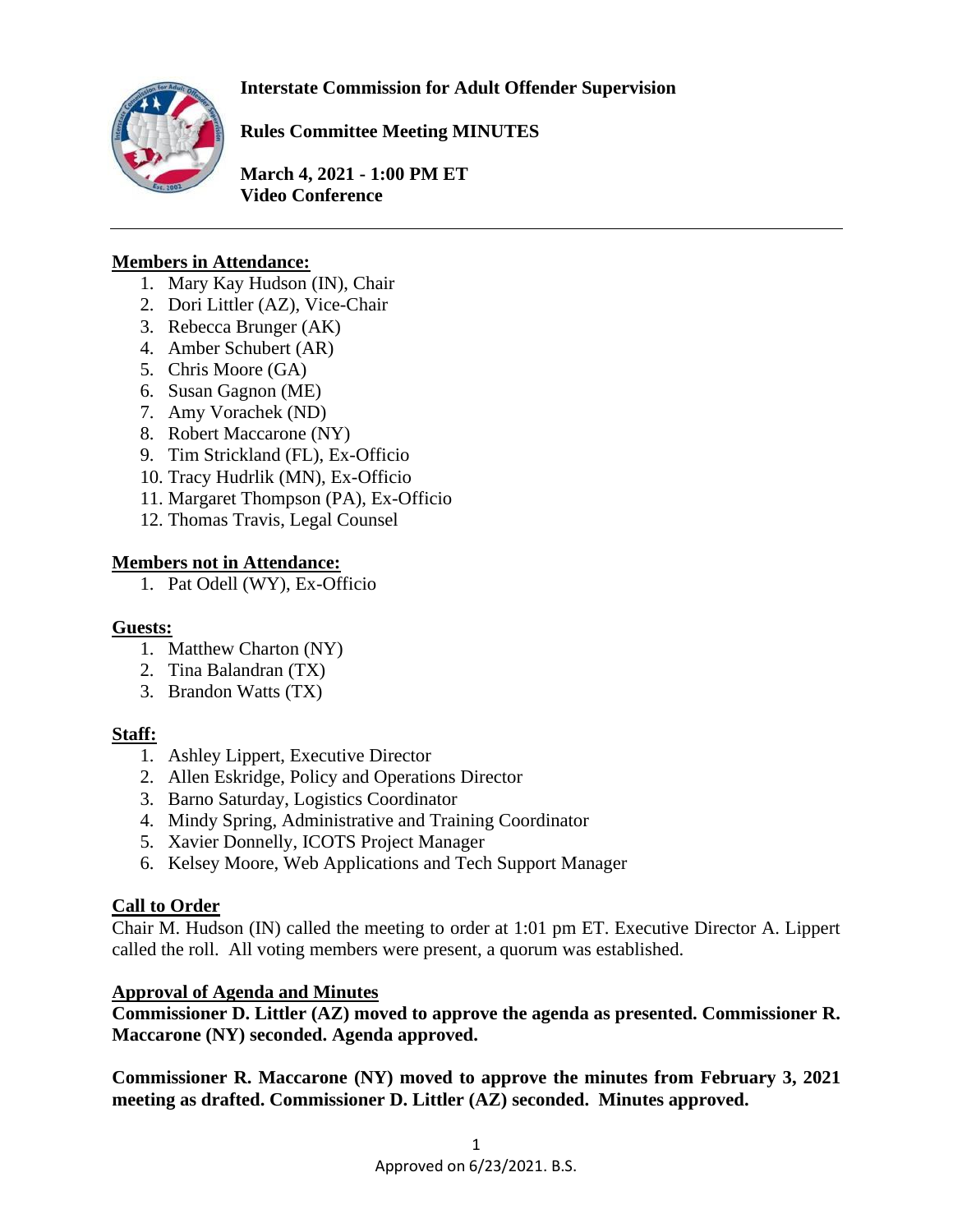# Interstate Commission for Adult Offender Supervision

## Rules Committee Meeting MINUTES

**March 4, 2021 - 1:00 PM ET**
**Video Conference**

---

**Members in Attendance:**

1. Mary Kay Hudson (IN), Chair
2. Dori Littler (AZ), Vice-Chair
3. Rebecca Brunger (AK)
4. Amber Schubert (AR)
5. Chris Moore (GA)
6. Susan Gagnon (ME)
7. Amy Vorachek (ND)
8. Robert Maccarone (NY)
9. Tim Strickland (FL), Ex-Officio
10. Tracy Hudrlik (MN), Ex-Officio
11. Margaret Thompson (PA), Ex-Officio
12. Thomas Travis, Legal Counsel

**Members not in Attendance:**

1. Pat Odell (WY), Ex-Officio

**Guests:**

1. Matthew Charton (NY)
2. Tina Balandran (TX)
3. Brandon Watts (TX)

**Staff:**

1. Ashley Lippert, Executive Director
2. Allen Eskridge, Policy and Operations Director
3. Barno Saturday, Logistics Coordinator
4. Mindy Spring, Administrative and Training Coordinator
5. Xavier Donnelly, ICOTS Project Manager
6. Kelsey Moore, Web Applications and Tech Support Manager

**Call to Order**

Chair M. Hudson (IN) called the meeting to order at 1:01 pm ET. Executive Director A. Lippert called the roll. All voting members were present, a quorum was established.

**Approval of Agenda and Minutes**

**Commissioner D. Littler (AZ) moved to approve the agenda as presented. Commissioner R. Maccarone (NY) seconded. Agenda approved.**

**Commissioner R. Maccarone (NY) moved to approve the minutes from February 3, 2021 meeting as drafted. Commissioner D. Littler (AZ) seconded. Minutes approved.**

Approved on 6/23/2021. B.S.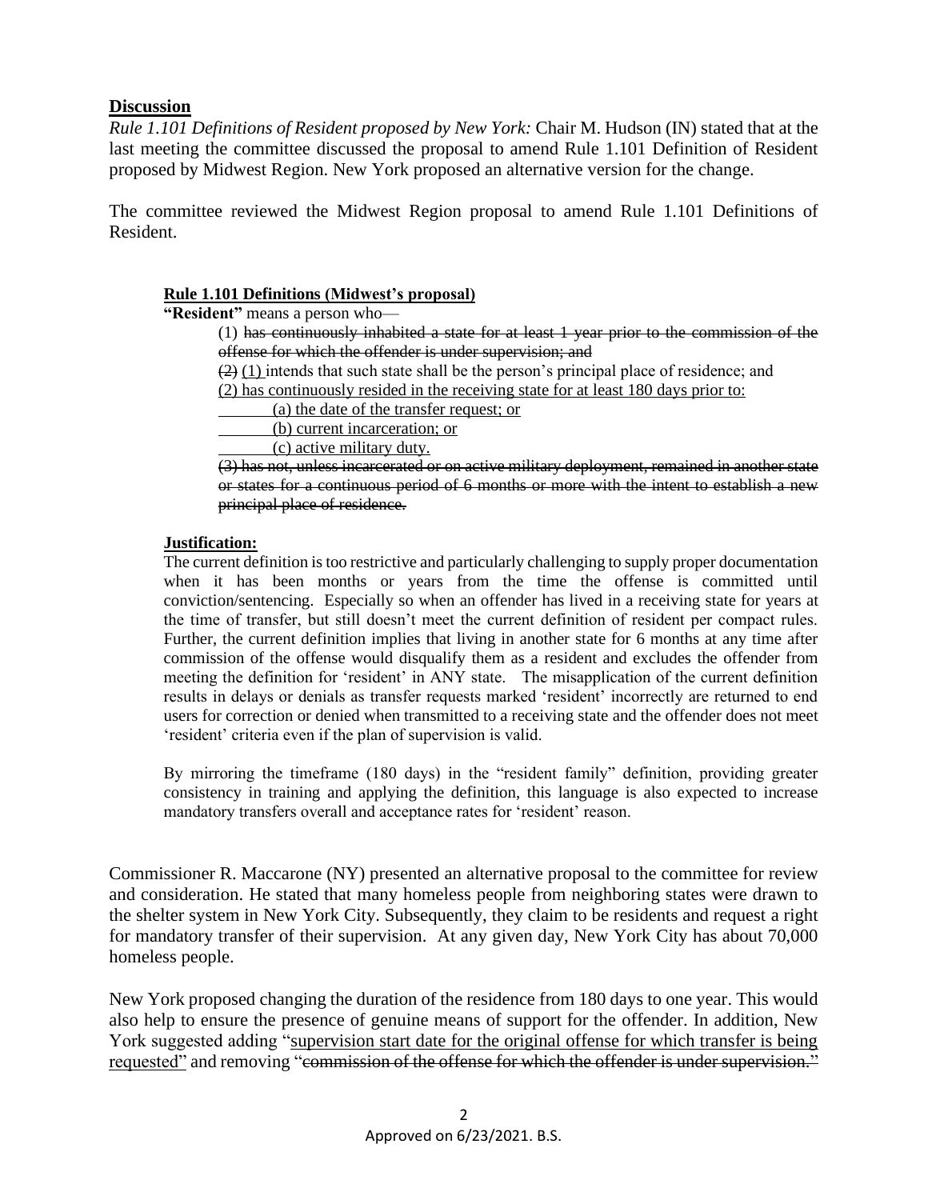## Discussion

*Rule 1.101 Definitions of Resident proposed by New York:* Chair M. Hudson (IN) stated that at the last meeting the committee discussed the proposal to amend Rule 1.101 Definition of Resident proposed by Midwest Region. New York proposed an alternative version for the change.

The committee reviewed the Midwest Region proposal to amend Rule 1.101 Definitions of Resident.

> **Rule 1.101 Definitions (Midwest's proposal)**
>
> **"Resident"** means a person who—
>
> (1) ~~has continuously inhabited a state for at least 1 year prior to the commission of the offense for which the offender is under supervision; and~~
>
> ~~(2)~~ <u>(1)</u> intends that such state shall be the person's principal place of residence; and
>
> <u>(2) has continuously resided in the receiving state for at least 180 days prior to:</u>
>
> <u>(a) the date of the transfer request; or</u>
>
> <u>(b) current incarceration; or</u>
>
> <u>(c) active military duty.</u>
>
> ~~(3) has not, unless incarcerated or on active military deployment, remained in another state or states for a continuous period of 6 months or more with the intent to establish a new principal place of residence.~~
>
> **Justification:**
>
> The current definition is too restrictive and particularly challenging to supply proper documentation when it has been months or years from the time the offense is committed until conviction/sentencing. Especially so when an offender has lived in a receiving state for years at the time of transfer, but still doesn't meet the current definition of resident per compact rules. Further, the current definition implies that living in another state for 6 months at any time after commission of the offense would disqualify them as a resident and excludes the offender from meeting the definition for 'resident' in ANY state. The misapplication of the current definition results in delays or denials as transfer requests marked 'resident' incorrectly are returned to end users for correction or denied when transmitted to a receiving state and the offender does not meet 'resident' criteria even if the plan of supervision is valid.
>
> By mirroring the timeframe (180 days) in the "resident family" definition, providing greater consistency in training and applying the definition, this language is also expected to increase mandatory transfers overall and acceptance rates for 'resident' reason.

Commissioner R. Maccarone (NY) presented an alternative proposal to the committee for review and consideration. He stated that many homeless people from neighboring states were drawn to the shelter system in New York City. Subsequently, they claim to be residents and request a right for mandatory transfer of their supervision. At any given day, New York City has about 70,000 homeless people.

New York proposed changing the duration of the residence from 180 days to one year. This would also help to ensure the presence of genuine means of support for the offender. In addition, New York suggested adding "<u>supervision start date for the original offense for which transfer is being requested</u>" and removing "~~commission of the offense for which the offender is under supervision.~~"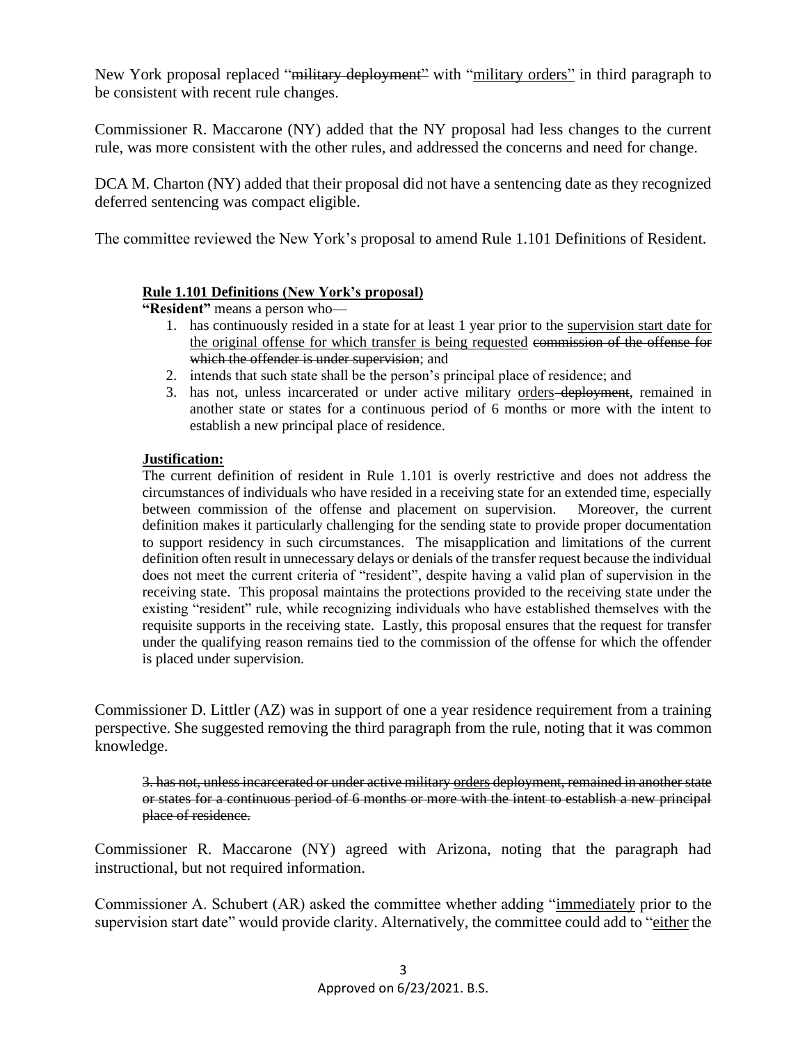New York proposal replaced "~~military deployment~~" with "<u>military orders</u>" in third paragraph to be consistent with recent rule changes.

Commissioner R. Maccarone (NY) added that the NY proposal had less changes to the current rule, was more consistent with the other rules, and addressed the concerns and need for change.

DCA M. Charton (NY) added that their proposal did not have a sentencing date as they recognized deferred sentencing was compact eligible.

The committee reviewed the New York's proposal to amend Rule 1.101 Definitions of Resident.

> **<u>Rule 1.101 Definitions (New York's proposal)</u>**
>
> **"Resident"** means a person who—
>
> 1. has continuously resided in a state for at least 1 year prior to the <u>supervision start date for the original offense for which transfer is being requested</u> ~~commission of the offense for which the offender is under supervision~~; and
> 2. intends that such state shall be the person's principal place of residence; and
> 3. has not, unless incarcerated or under active military <u>orders</u> ~~deployment~~, remained in another state or states for a continuous period of 6 months or more with the intent to establish a new principal place of residence.
>
> **<u>Justification:</u>**
>
> The current definition of resident in Rule 1.101 is overly restrictive and does not address the circumstances of individuals who have resided in a receiving state for an extended time, especially between commission of the offense and placement on supervision. Moreover, the current definition makes it particularly challenging for the sending state to provide proper documentation to support residency in such circumstances. The misapplication and limitations of the current definition often result in unnecessary delays or denials of the transfer request because the individual does not meet the current criteria of "resident", despite having a valid plan of supervision in the receiving state. This proposal maintains the protections provided to the receiving state under the existing "resident" rule, while recognizing individuals who have established themselves with the requisite supports in the receiving state. Lastly, this proposal ensures that the request for transfer under the qualifying reason remains tied to the commission of the offense for which the offender is placed under supervision.

Commissioner D. Littler (AZ) was in support of one a year residence requirement from a training perspective. She suggested removing the third paragraph from the rule, noting that it was common knowledge.

> ~~3. has not, unless incarcerated or under active military~~ ~~<u>orders</u>~~ ~~deployment, remained in another state or states for a continuous period of 6 months or more with the intent to establish a new principal place of residence.~~

Commissioner R. Maccarone (NY) agreed with Arizona, noting that the paragraph had instructional, but not required information.

Commissioner A. Schubert (AR) asked the committee whether adding "<u>immediately</u> prior to the supervision start date" would provide clarity. Alternatively, the committee could add to "<u>either</u> the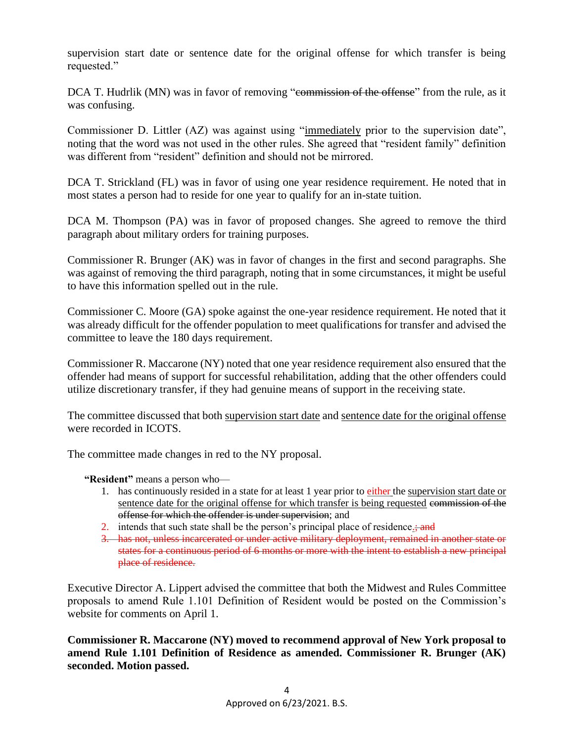supervision start date or sentence date for the original offense for which transfer is being requested."

DCA T. Hudrlik (MN) was in favor of removing "~~commission of the offense~~" from the rule, as it was confusing.

Commissioner D. Littler (AZ) was against using "<u>immediately</u> prior to the supervision date", noting that the word was not used in the other rules. She agreed that "resident family" definition was different from "resident" definition and should not be mirrored.

DCA T. Strickland (FL) was in favor of using one year residence requirement. He noted that in most states a person had to reside for one year to qualify for an in-state tuition.

DCA M. Thompson (PA) was in favor of proposed changes. She agreed to remove the third paragraph about military orders for training purposes.

Commissioner R. Brunger (AK) was in favor of changes in the first and second paragraphs. She was against of removing the third paragraph, noting that in some circumstances, it might be useful to have this information spelled out in the rule.

Commissioner C. Moore (GA) spoke against the one-year residence requirement. He noted that it was already difficult for the offender population to meet qualifications for transfer and advised the committee to leave the 180 days requirement.

Commissioner R. Maccarone (NY) noted that one year residence requirement also ensured that the offender had means of support for successful rehabilitation, adding that the other offenders could utilize discretionary transfer, if they had genuine means of support in the receiving state.

The committee discussed that both <u>supervision start date</u> and <u>sentence date for the original offense</u> were recorded in ICOTS.

The committee made changes in red to the NY proposal.

**"Resident"** means a person who—

1. has continuously resided in a state for at least 1 year prior to <u>either</u> the <u>supervision start date or sentence date for the original offense for which transfer is being requested</u> ~~commission of the offense for which the offender is under supervision~~; and
2. intends that such state shall be the person's principal place of residence.~~; and~~
3. ~~has not, unless incarcerated or under active military deployment, remained in another state or states for a continuous period of 6 months or more with the intent to establish a new principal place of residence.~~

Executive Director A. Lippert advised the committee that both the Midwest and Rules Committee proposals to amend Rule 1.101 Definition of Resident would be posted on the Commission's website for comments on April 1.

**Commissioner R. Maccarone (NY) moved to recommend approval of New York proposal to amend Rule 1.101 Definition of Residence as amended. Commissioner R. Brunger (AK) seconded. Motion passed.**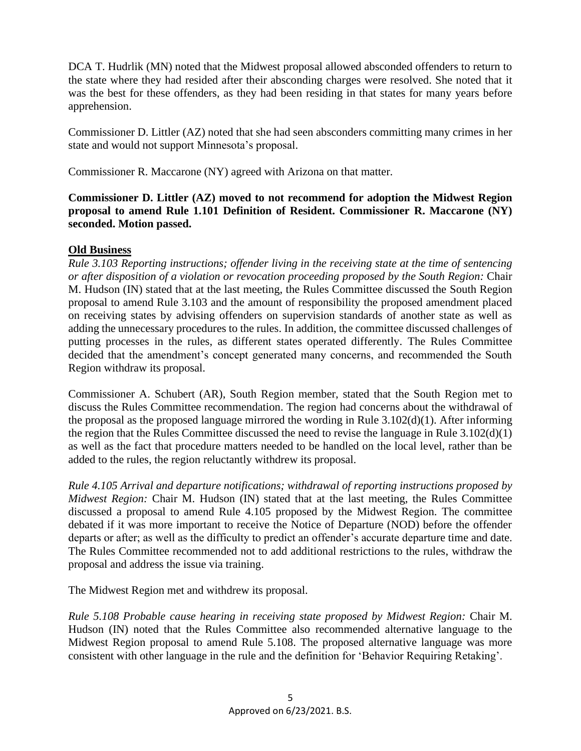DCA T. Hudrlik (MN) noted that the Midwest proposal allowed absconded offenders to return to the state where they had resided after their absconding charges were resolved. She noted that it was the best for these offenders, as they had been residing in that states for many years before apprehension.

Commissioner D. Littler (AZ) noted that she had seen absconders committing many crimes in her state and would not support Minnesota's proposal.

Commissioner R. Maccarone (NY) agreed with Arizona on that matter.

**Commissioner D. Littler (AZ) moved to not recommend for adoption the Midwest Region proposal to amend Rule 1.101 Definition of Resident. Commissioner R. Maccarone (NY) seconded. Motion passed.**

**Old Business**

*Rule 3.103 Reporting instructions; offender living in the receiving state at the time of sentencing or after disposition of a violation or revocation proceeding proposed by the South Region:* Chair M. Hudson (IN) stated that at the last meeting, the Rules Committee discussed the South Region proposal to amend Rule 3.103 and the amount of responsibility the proposed amendment placed on receiving states by advising offenders on supervision standards of another state as well as adding the unnecessary procedures to the rules. In addition, the committee discussed challenges of putting processes in the rules, as different states operated differently. The Rules Committee decided that the amendment's concept generated many concerns, and recommended the South Region withdraw its proposal.

Commissioner A. Schubert (AR), South Region member, stated that the South Region met to discuss the Rules Committee recommendation. The region had concerns about the withdrawal of the proposal as the proposed language mirrored the wording in Rule 3.102(d)(1). After informing the region that the Rules Committee discussed the need to revise the language in Rule 3.102(d)(1) as well as the fact that procedure matters needed to be handled on the local level, rather than be added to the rules, the region reluctantly withdrew its proposal.

*Rule 4.105 Arrival and departure notifications; withdrawal of reporting instructions proposed by Midwest Region:* Chair M. Hudson (IN) stated that at the last meeting, the Rules Committee discussed a proposal to amend Rule 4.105 proposed by the Midwest Region. The committee debated if it was more important to receive the Notice of Departure (NOD) before the offender departs or after; as well as the difficulty to predict an offender's accurate departure time and date. The Rules Committee recommended not to add additional restrictions to the rules, withdraw the proposal and address the issue via training.

The Midwest Region met and withdrew its proposal.

*Rule 5.108 Probable cause hearing in receiving state proposed by Midwest Region:* Chair M. Hudson (IN) noted that the Rules Committee also recommended alternative language to the Midwest Region proposal to amend Rule 5.108. The proposed alternative language was more consistent with other language in the rule and the definition for 'Behavior Requiring Retaking'.

Approved on 6/23/2021. B.S.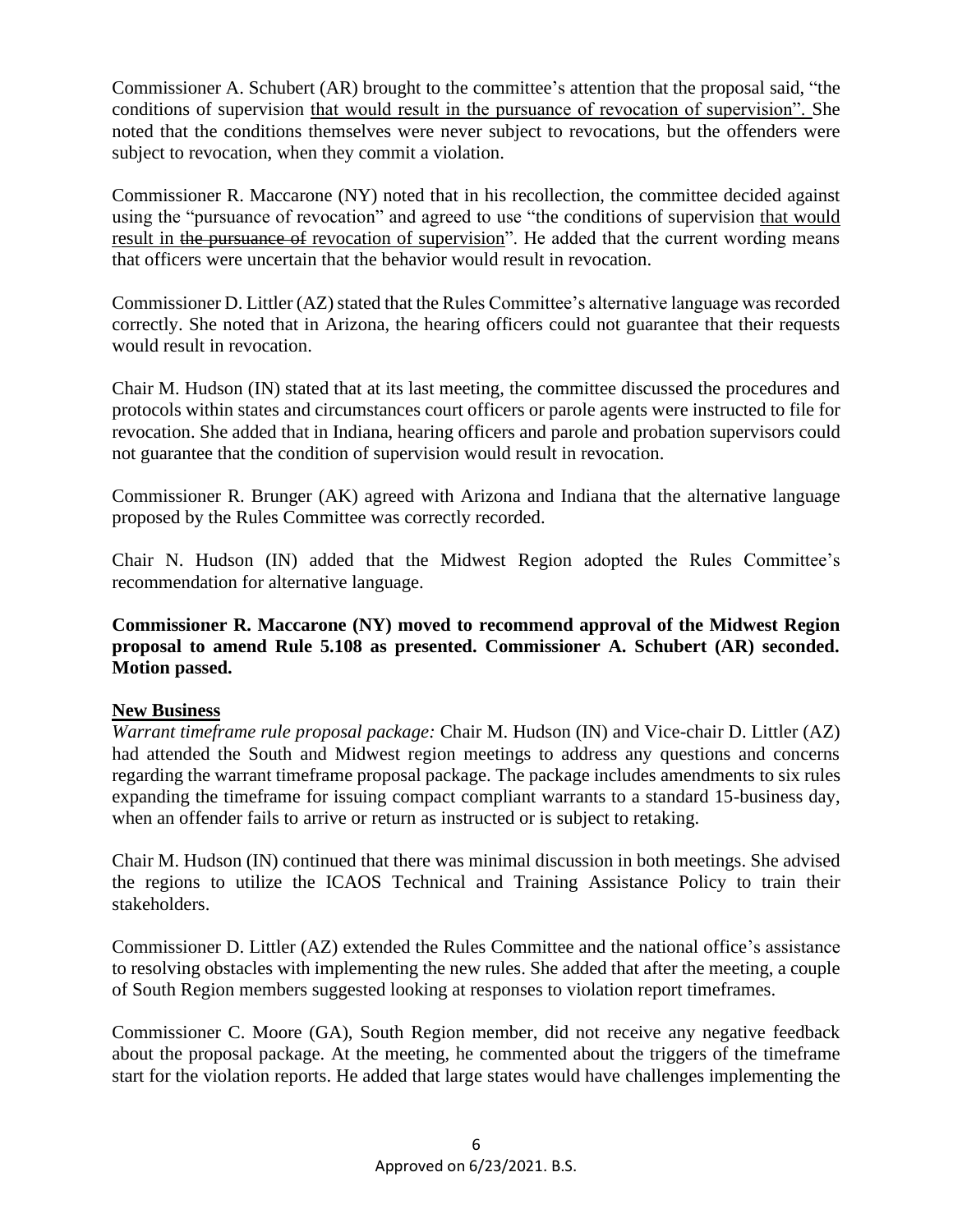Commissioner A. Schubert (AR) brought to the committee's attention that the proposal said, "the conditions of supervision <u>that would result in the pursuance of revocation of supervision</u>". She noted that the conditions themselves were never subject to revocations, but the offenders were subject to revocation, when they commit a violation.

Commissioner R. Maccarone (NY) noted that in his recollection, the committee decided against using the "pursuance of revocation" and agreed to use "the conditions of supervision <u>that would result in ~~the pursuance of~~ revocation of supervision</u>". He added that the current wording means that officers were uncertain that the behavior would result in revocation.

Commissioner D. Littler (AZ) stated that the Rules Committee's alternative language was recorded correctly. She noted that in Arizona, the hearing officers could not guarantee that their requests would result in revocation.

Chair M. Hudson (IN) stated that at its last meeting, the committee discussed the procedures and protocols within states and circumstances court officers or parole agents were instructed to file for revocation. She added that in Indiana, hearing officers and parole and probation supervisors could not guarantee that the condition of supervision would result in revocation.

Commissioner R. Brunger (AK) agreed with Arizona and Indiana that the alternative language proposed by the Rules Committee was correctly recorded.

Chair N. Hudson (IN) added that the Midwest Region adopted the Rules Committee's recommendation for alternative language.

**Commissioner R. Maccarone (NY) moved to recommend approval of the Midwest Region proposal to amend Rule 5.108 as presented. Commissioner A. Schubert (AR) seconded. Motion passed.**

## <u>New Business</u>

*Warrant timeframe rule proposal package:* Chair M. Hudson (IN) and Vice-chair D. Littler (AZ) had attended the South and Midwest region meetings to address any questions and concerns regarding the warrant timeframe proposal package. The package includes amendments to six rules expanding the timeframe for issuing compact compliant warrants to a standard 15-business day, when an offender fails to arrive or return as instructed or is subject to retaking.

Chair M. Hudson (IN) continued that there was minimal discussion in both meetings. She advised the regions to utilize the ICAOS Technical and Training Assistance Policy to train their stakeholders.

Commissioner D. Littler (AZ) extended the Rules Committee and the national office's assistance to resolving obstacles with implementing the new rules. She added that after the meeting, a couple of South Region members suggested looking at responses to violation report timeframes.

Commissioner C. Moore (GA), South Region member, did not receive any negative feedback about the proposal package. At the meeting, he commented about the triggers of the timeframe start for the violation reports. He added that large states would have challenges implementing the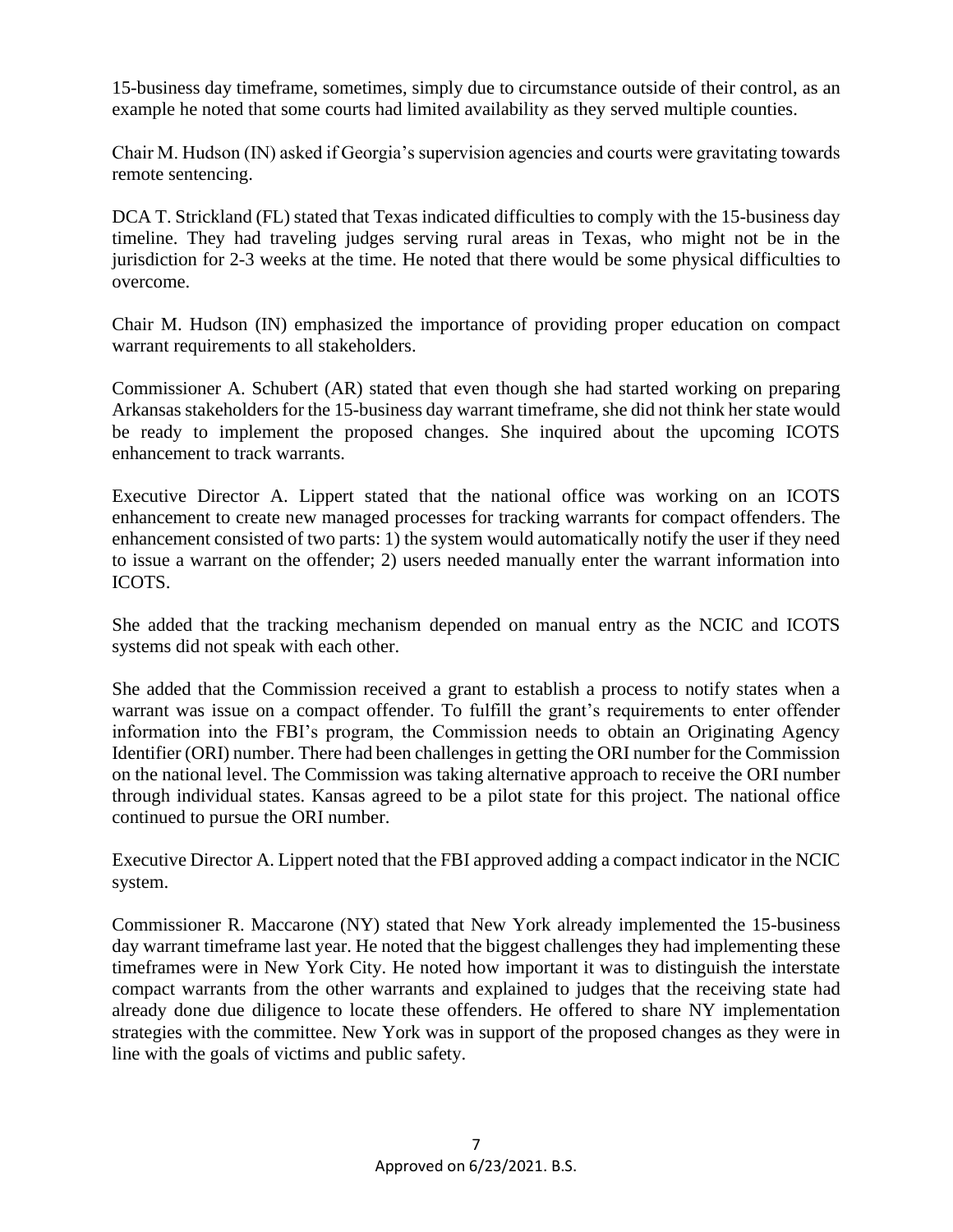15-business day timeframe, sometimes, simply due to circumstance outside of their control, as an example he noted that some courts had limited availability as they served multiple counties.

Chair M. Hudson (IN) asked if Georgia's supervision agencies and courts were gravitating towards remote sentencing.

DCA T. Strickland (FL) stated that Texas indicated difficulties to comply with the 15-business day timeline. They had traveling judges serving rural areas in Texas, who might not be in the jurisdiction for 2-3 weeks at the time. He noted that there would be some physical difficulties to overcome.

Chair M. Hudson (IN) emphasized the importance of providing proper education on compact warrant requirements to all stakeholders.

Commissioner A. Schubert (AR) stated that even though she had started working on preparing Arkansas stakeholders for the 15-business day warrant timeframe, she did not think her state would be ready to implement the proposed changes. She inquired about the upcoming ICOTS enhancement to track warrants.

Executive Director A. Lippert stated that the national office was working on an ICOTS enhancement to create new managed processes for tracking warrants for compact offenders. The enhancement consisted of two parts: 1) the system would automatically notify the user if they need to issue a warrant on the offender; 2) users needed manually enter the warrant information into ICOTS.

She added that the tracking mechanism depended on manual entry as the NCIC and ICOTS systems did not speak with each other.

She added that the Commission received a grant to establish a process to notify states when a warrant was issue on a compact offender. To fulfill the grant's requirements to enter offender information into the FBI's program, the Commission needs to obtain an Originating Agency Identifier (ORI) number. There had been challenges in getting the ORI number for the Commission on the national level. The Commission was taking alternative approach to receive the ORI number through individual states. Kansas agreed to be a pilot state for this project. The national office continued to pursue the ORI number.

Executive Director A. Lippert noted that the FBI approved adding a compact indicator in the NCIC system.

Commissioner R. Maccarone (NY) stated that New York already implemented the 15-business day warrant timeframe last year. He noted that the biggest challenges they had implementing these timeframes were in New York City. He noted how important it was to distinguish the interstate compact warrants from the other warrants and explained to judges that the receiving state had already done due diligence to locate these offenders. He offered to share NY implementation strategies with the committee. New York was in support of the proposed changes as they were in line with the goals of victims and public safety.

Approved on 6/23/2021. B.S.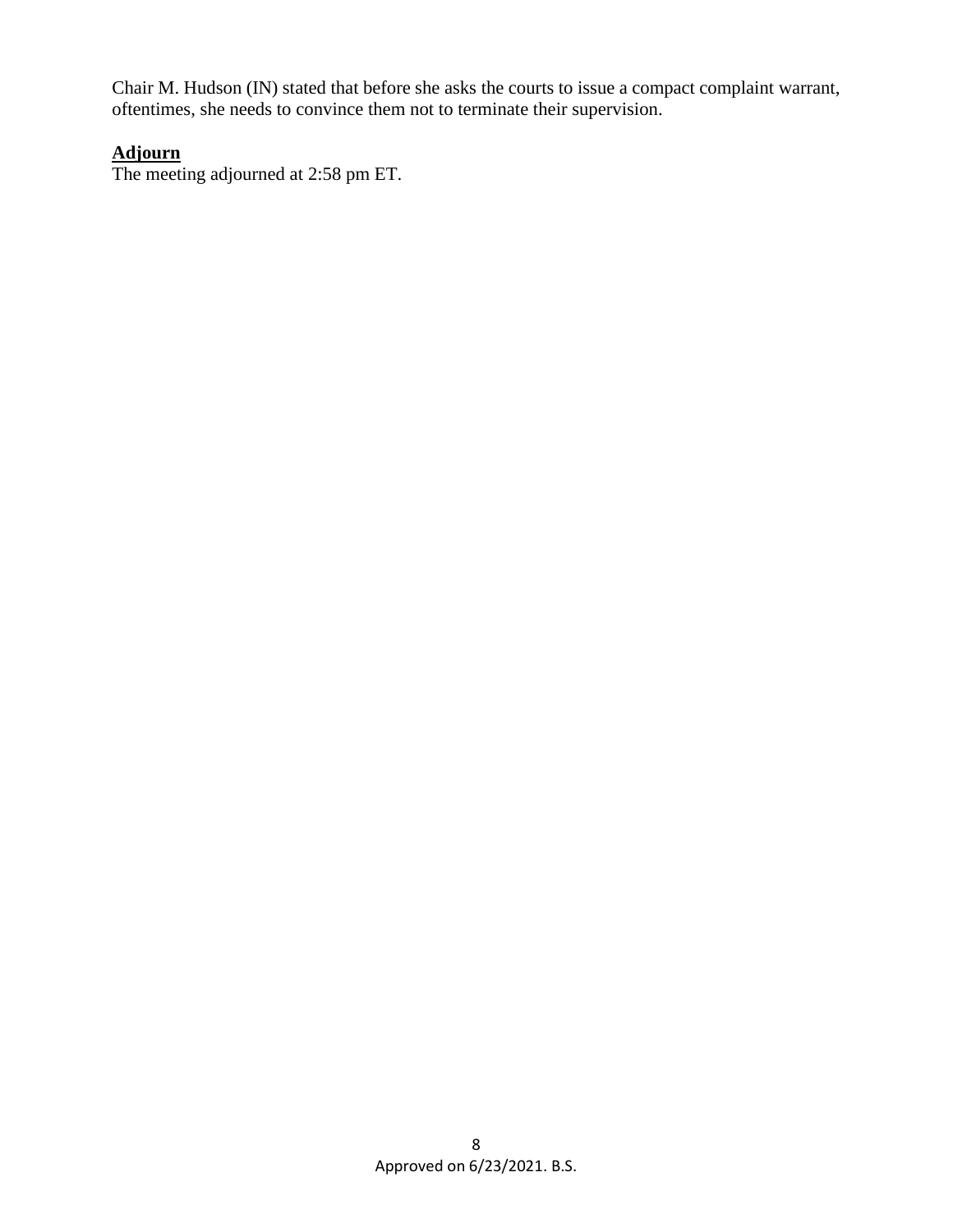Chair M. Hudson (IN) stated that before she asks the courts to issue a compact complaint warrant, oftentimes, she needs to convince them not to terminate their supervision.

## Adjourn

The meeting adjourned at 2:58 pm ET.

Approved on 6/23/2021. B.S.